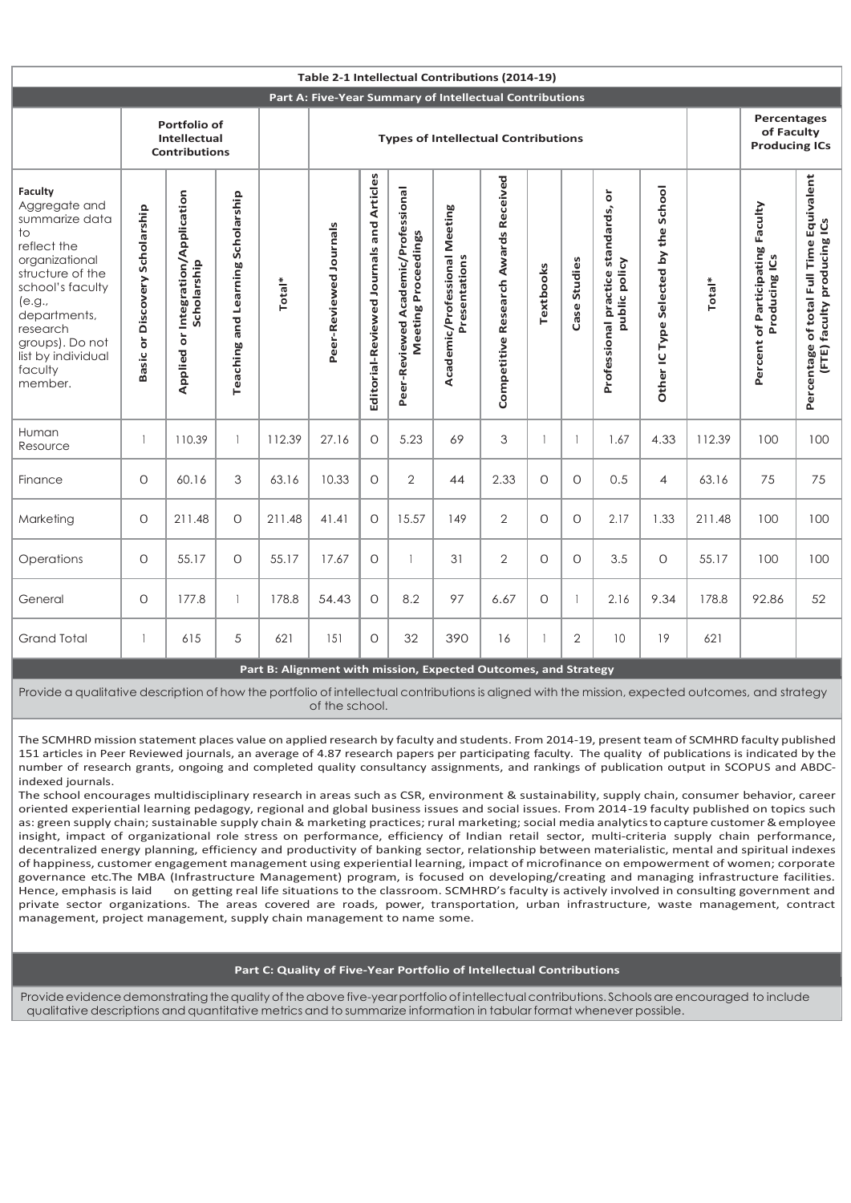## Table 2-1 Intellectual Contributions (2014-19)

### Part A: Five-Year Summary of Intellectual Contributions

| | Portfolio of Intellectual Contributions | | | | Types of Intellectual Contributions | | | | | | | | | | Percentages of Faculty Producing ICs | |
|---|---|---|---|---|---|---|---|---|---|---|---|---|---|---|---|---|
| **Faculty** Aggregate and summarize data to reflect the organizational structure of the school's faculty (e.g., departments, research groups). Do not list by individual faculty member. | Basic or Discovery Scholarship | Applied or Integration/Application Scholarship | Teaching and Learning Scholarship | Total* | Peer-Reviewed Journals | Editorial-Reviewed Journals and Articles | Peer-Reviewed Academic/Professional Meeting Proceedings | Academic/Professional Meeting Presentations | Competitive Research Awards Received | Textbooks | Case Studies | Professional practice standards, or public policy | Other IC Type Selected by the School | Total* | Percent of Participating Faculty Producing ICs | Percentage of total Full Time Equivalent (FTE) faculty producing ICs |
| Human Resource | 1 | 110.39 | 1 | 112.39 | 27.16 | 0 | 5.23 | 69 | 3 | 1 | 1 | 1.67 | 4.33 | 112.39 | 100 | 100 |
| Finance | 0 | 60.16 | 3 | 63.16 | 10.33 | 0 | 2 | 44 | 2.33 | 0 | 0 | 0.5 | 4 | 63.16 | 75 | 75 |
| Marketing | 0 | 211.48 | 0 | 211.48 | 41.41 | 0 | 15.57 | 149 | 2 | 0 | 0 | 2.17 | 1.33 | 211.48 | 100 | 100 |
| Operations | 0 | 55.17 | 0 | 55.17 | 17.67 | 0 | 1 | 31 | 2 | 0 | 0 | 3.5 | 0 | 55.17 | 100 | 100 |
| General | 0 | 177.8 | 1 | 178.8 | 54.43 | 0 | 8.2 | 97 | 6.67 | 0 | 1 | 2.16 | 9.34 | 178.8 | 92.86 | 52 |
| Grand Total | 1 | 615 | 5 | 621 | 151 | 0 | 32 | 390 | 16 | 1 | 2 | 10 | 19 | 621 | | |

### Part B: Alignment with mission, Expected Outcomes, and Strategy

Provide a qualitative description of how the portfolio of intellectual contributions is aligned with the mission, expected outcomes, and strategy of the school.

The SCMHRD mission statement places value on applied research by faculty and students. From 2014-19, present team of SCMHRD faculty published 151 articles in Peer Reviewed journals, an average of 4.87 research papers per participating faculty. The quality of publications is indicated by the number of research grants, ongoing and completed quality consultancy assignments, and rankings of publication output in SCOPUS and ABDC-indexed journals.

The school encourages multidisciplinary research in areas such as CSR, environment & sustainability, supply chain, consumer behavior, career oriented experiential learning pedagogy, regional and global business issues and social issues. From 2014-19 faculty published on topics such as: green supply chain; sustainable supply chain & marketing practices; rural marketing; social media analytics to capture customer & employee insight, impact of organizational role stress on performance, efficiency of Indian retail sector, multi-criteria supply chain performance, decentralized energy planning, efficiency and productivity of banking sector, relationship between materialistic, mental and spiritual indexes of happiness, customer engagement management using experiential learning, impact of microfinance on empowerment of women; corporate governance etc.The MBA (Infrastructure Management) program, is focused on developing/creating and managing infrastructure facilities. Hence, emphasis is laid on getting real life situations to the classroom. SCMHRD's faculty is actively involved in consulting government and private sector organizations. The areas covered are roads, power, transportation, urban infrastructure, waste management, contract management, project management, supply chain management to name some.

### Part C: Quality of Five-Year Portfolio of Intellectual Contributions

Provide evidence demonstrating the quality of the above five-year portfolio of intellectual contributions. Schools are encouraged to include qualitative descriptions and quantitative metrics and to summarize information in tabular format whenever possible.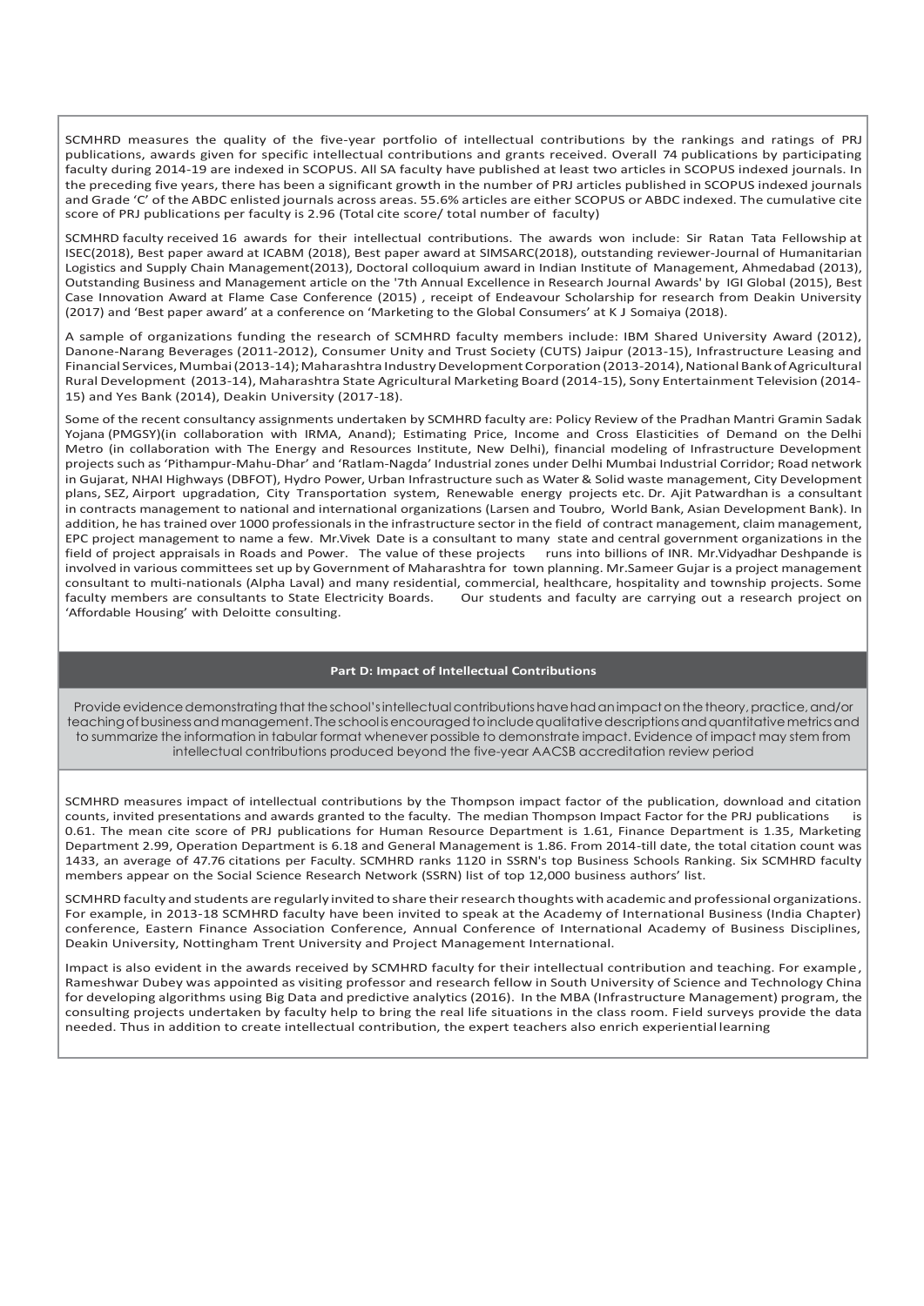SCMHRD measures the quality of the five-year portfolio of intellectual contributions by the rankings and ratings of PRJ publications, awards given for specific intellectual contributions and grants received. Overall 74 publications by participating faculty during 2014-19 are indexed in SCOPUS. All SA faculty have published at least two articles in SCOPUS indexed journals. In the preceding five years, there has been a significant growth in the number of PRJ articles published in SCOPUS indexed journals and Grade 'C' of the ABDC enlisted journals across areas. 55.6% articles are either SCOPUS or ABDC indexed. The cumulative cite score of PRJ publications per faculty is 2.96 (Total cite score/ total number of faculty)

SCMHRD faculty received 16 awards for their intellectual contributions. The awards won include: Sir Ratan Tata Fellowship at ISEC(2018), Best paper award at ICABM (2018), Best paper award at SIMSARC(2018), outstanding reviewer-Journal of Humanitarian Logistics and Supply Chain Management(2013), Doctoral colloquium award in Indian Institute of Management, Ahmedabad (2013), Outstanding Business and Management article on the '7th Annual Excellence in Research Journal Awards' by IGI Global (2015), Best Case Innovation Award at Flame Case Conference (2015) , receipt of Endeavour Scholarship for research from Deakin University (2017) and 'Best paper award' at a conference on 'Marketing to the Global Consumers' at K J Somaiya (2018).

A sample of organizations funding the research of SCMHRD faculty members include: IBM Shared University Award (2012), Danone-Narang Beverages (2011-2012), Consumer Unity and Trust Society (CUTS) Jaipur (2013-15), Infrastructure Leasing and Financial Services, Mumbai (2013-14); Maharashtra Industry Development Corporation (2013-2014), National Bank of Agricultural Rural Development (2013-14), Maharashtra State Agricultural Marketing Board (2014-15), Sony Entertainment Television (2014-15) and Yes Bank (2014), Deakin University (2017-18).

Some of the recent consultancy assignments undertaken by SCMHRD faculty are: Policy Review of the Pradhan Mantri Gramin Sadak Yojana (PMGSY)(in collaboration with IRMA, Anand); Estimating Price, Income and Cross Elasticities of Demand on the Delhi Metro (in collaboration with The Energy and Resources Institute, New Delhi), financial modeling of Infrastructure Development projects such as 'Pithampur-Mahu-Dhar' and 'Ratlam-Nagda' Industrial zones under Delhi Mumbai Industrial Corridor; Road network in Gujarat, NHAI Highways (DBFOT), Hydro Power, Urban Infrastructure such as Water & Solid waste management, City Development plans, SEZ, Airport upgradation, City Transportation system, Renewable energy projects etc. Dr. Ajit Patwardhan is a consultant in contracts management to national and international organizations (Larsen and Toubro, World Bank, Asian Development Bank). In addition, he has trained over 1000 professionals in the infrastructure sector in the field of contract management, claim management, EPC project management to name a few. Mr.Vivek Date is a consultant to many state and central government organizations in the field of project appraisals in Roads and Power. The value of these projects runs into billions of INR. Mr.Vidyadhar Deshpande is involved in various committees set up by Government of Maharashtra for town planning. Mr.Sameer Gujar is a project management consultant to multi-nationals (Alpha Laval) and many residential, commercial, healthcare, hospitality and township projects. Some faculty members are consultants to State Electricity Boards. Our students and faculty are carrying out a research project on 'Affordable Housing' with Deloitte consulting.

## Part D: Impact of Intellectual Contributions

Provide evidence demonstrating that the school's intellectual contributions have had an impact on the theory, practice, and/or teaching of business and management. The school is encouraged to include qualitative descriptions and quantitative metrics and to summarize the information in tabular format whenever possible to demonstrate impact. Evidence of impact may stem from intellectual contributions produced beyond the five-year AACSB accreditation review period

SCMHRD measures impact of intellectual contributions by the Thompson impact factor of the publication, download and citation counts, invited presentations and awards granted to the faculty. The median Thompson Impact Factor for the PRJ publications is 0.61. The mean cite score of PRJ publications for Human Resource Department is 1.61, Finance Department is 1.35, Marketing Department 2.99, Operation Department is 6.18 and General Management is 1.86. From 2014-till date, the total citation count was 1433, an average of 47.76 citations per Faculty. SCMHRD ranks 1120 in SSRN's top Business Schools Ranking. Six SCMHRD faculty members appear on the Social Science Research Network (SSRN) list of top 12,000 business authors' list.

SCMHRD faculty and students are regularly invited to share their research thoughts with academic and professional organizations. For example, in 2013-18 SCMHRD faculty have been invited to speak at the Academy of International Business (India Chapter) conference, Eastern Finance Association Conference, Annual Conference of International Academy of Business Disciplines, Deakin University, Nottingham Trent University and Project Management International.

Impact is also evident in the awards received by SCMHRD faculty for their intellectual contribution and teaching. For example, Rameshwar Dubey was appointed as visiting professor and research fellow in South University of Science and Technology China for developing algorithms using Big Data and predictive analytics (2016). In the MBA (Infrastructure Management) program, the consulting projects undertaken by faculty help to bring the real life situations in the class room. Field surveys provide the data needed. Thus in addition to create intellectual contribution, the expert teachers also enrich experiential learning